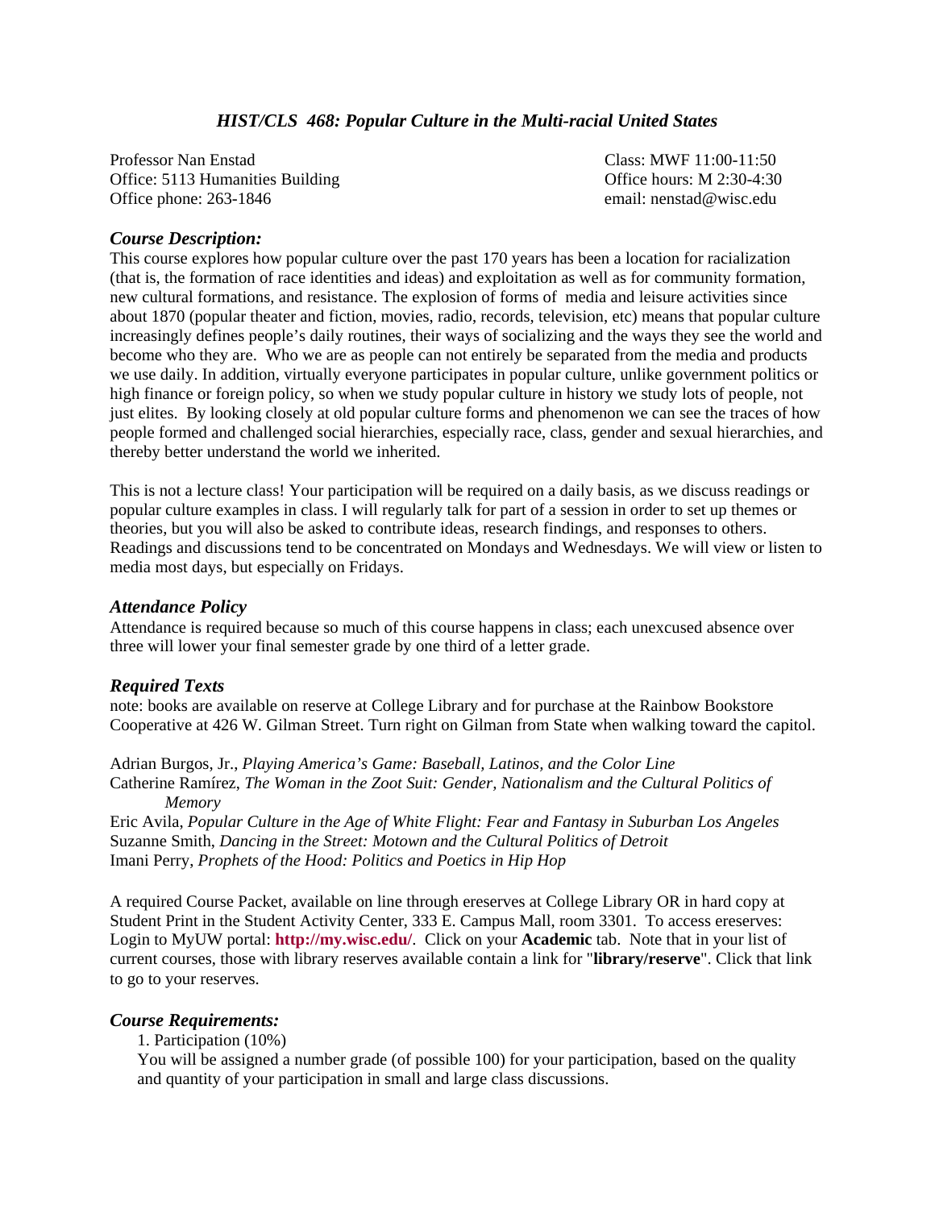# *HIST/CLS 468: Popular Culture in the Multi-racial United States*

Professor Nan Enstad
Office: 5113 Humanities Building
Office phone: 263-1846

Class: MWF 11:00-11:50
Office hours: M 2:30-4:30
email: nenstad@wisc.edu

## *Course Description:*

This course explores how popular culture over the past 170 years has been a location for racialization (that is, the formation of race identities and ideas) and exploitation as well as for community formation, new cultural formations, and resistance. The explosion of forms of media and leisure activities since about 1870 (popular theater and fiction, movies, radio, records, television, etc) means that popular culture increasingly defines people's daily routines, their ways of socializing and the ways they see the world and become who they are. Who we are as people can not entirely be separated from the media and products we use daily. In addition, virtually everyone participates in popular culture, unlike government politics or high finance or foreign policy, so when we study popular culture in history we study lots of people, not just elites. By looking closely at old popular culture forms and phenomenon we can see the traces of how people formed and challenged social hierarchies, especially race, class, gender and sexual hierarchies, and thereby better understand the world we inherited.

This is not a lecture class! Your participation will be required on a daily basis, as we discuss readings or popular culture examples in class. I will regularly talk for part of a session in order to set up themes or theories, but you will also be asked to contribute ideas, research findings, and responses to others. Readings and discussions tend to be concentrated on Mondays and Wednesdays. We will view or listen to media most days, but especially on Fridays.

## *Attendance Policy*

Attendance is required because so much of this course happens in class; each unexcused absence over three will lower your final semester grade by one third of a letter grade.

## *Required Texts*

note: books are available on reserve at College Library and for purchase at the Rainbow Bookstore Cooperative at 426 W. Gilman Street. Turn right on Gilman from State when walking toward the capitol.

Adrian Burgos, Jr., *Playing America's Game: Baseball, Latinos, and the Color Line*
Catherine Ramírez, *The Woman in the Zoot Suit: Gender, Nationalism and the Cultural Politics of Memory*
Eric Avila, *Popular Culture in the Age of White Flight: Fear and Fantasy in Suburban Los Angeles*
Suzanne Smith, *Dancing in the Street: Motown and the Cultural Politics of Detroit*
Imani Perry, *Prophets of the Hood: Politics and Poetics in Hip Hop*

A required Course Packet, available on line through ereserves at College Library OR in hard copy at Student Print in the Student Activity Center, 333 E. Campus Mall, room 3301. To access ereserves: Login to MyUW portal: **http://my.wisc.edu/**. Click on your **Academic** tab. Note that in your list of current courses, those with library reserves available contain a link for "**library/reserve**". Click that link to go to your reserves.

## *Course Requirements:*

1. Participation (10%)
You will be assigned a number grade (of possible 100) for your participation, based on the quality and quantity of your participation in small and large class discussions.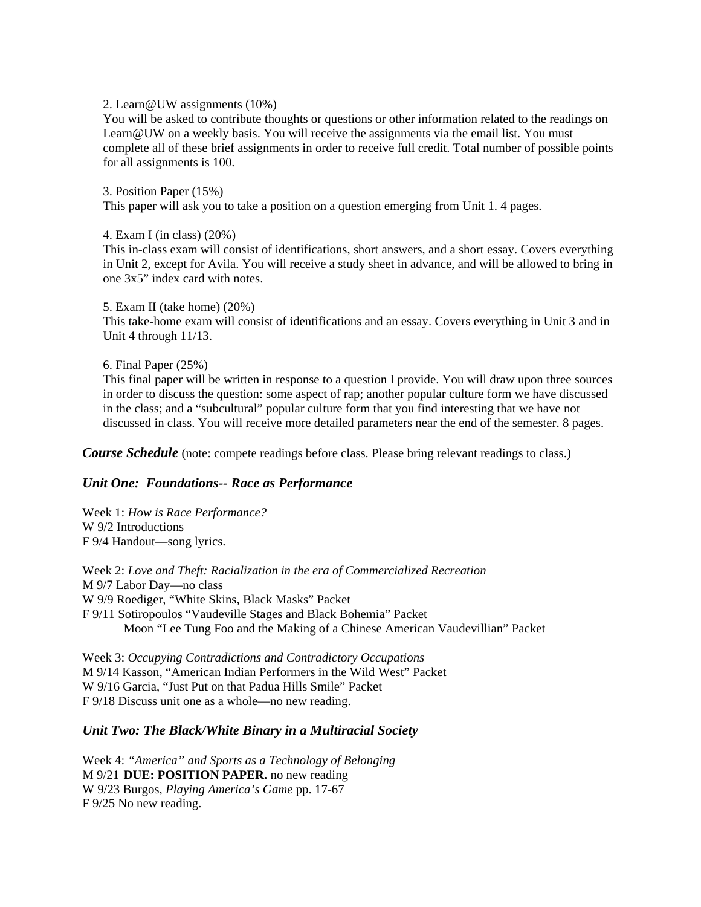2. Learn@UW assignments (10%)

You will be asked to contribute thoughts or questions or other information related to the readings on Learn@UW on a weekly basis. You will receive the assignments via the email list. You must complete all of these brief assignments in order to receive full credit. Total number of possible points for all assignments is 100.

3. Position Paper (15%)

This paper will ask you to take a position on a question emerging from Unit 1. 4 pages.

4. Exam I (in class) (20%)

This in-class exam will consist of identifications, short answers, and a short essay. Covers everything in Unit 2, except for Avila. You will receive a study sheet in advance, and will be allowed to bring in one 3x5" index card with notes.

5. Exam II (take home) (20%)

This take-home exam will consist of identifications and an essay. Covers everything in Unit 3 and in Unit 4 through 11/13.

6. Final Paper (25%)

This final paper will be written in response to a question I provide. You will draw upon three sources in order to discuss the question: some aspect of rap; another popular culture form we have discussed in the class; and a "subcultural" popular culture form that you find interesting that we have not discussed in class. You will receive more detailed parameters near the end of the semester. 8 pages.

***Course Schedule*** (note: compete readings before class. Please bring relevant readings to class.)

## *Unit One: Foundations-- Race as Performance*

Week 1: *How is Race Performance?*
W 9/2 Introductions
F 9/4 Handout—song lyrics.

Week 2: *Love and Theft: Racialization in the era of Commercialized Recreation*
M 9/7 Labor Day—no class
W 9/9 Roediger, "White Skins, Black Masks" Packet
F 9/11 Sotiropoulos "Vaudeville Stages and Black Bohemia" Packet
Moon "Lee Tung Foo and the Making of a Chinese American Vaudevillian" Packet

Week 3: *Occupying Contradictions and Contradictory Occupations*
M 9/14 Kasson, "American Indian Performers in the Wild West" Packet
W 9/16 Garcia, "Just Put on that Padua Hills Smile" Packet
F 9/18 Discuss unit one as a whole—no new reading.

## *Unit Two: The Black/White Binary in a Multiracial Society*

Week 4: *"America" and Sports as a Technology of Belonging*
M 9/21 **DUE: POSITION PAPER.** no new reading
W 9/23 Burgos, *Playing America's Game* pp. 17-67
F 9/25 No new reading.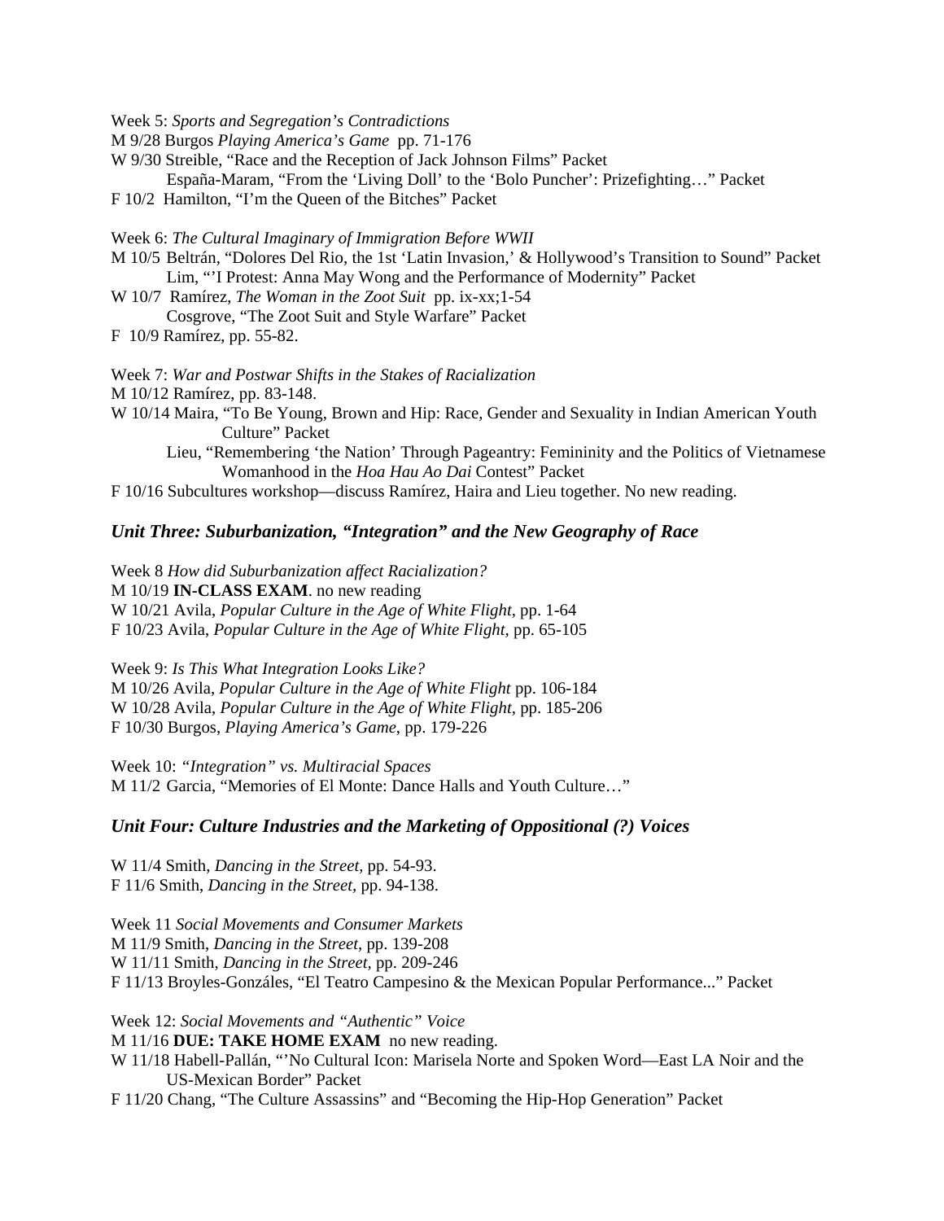Week 5: *Sports and Segregation's Contradictions*
M 9/28 Burgos *Playing America's Game* pp. 71-176
W 9/30 Streible, "Race and the Reception of Jack Johnson Films" Packet
España-Maram, "From the 'Living Doll' to the 'Bolo Puncher': Prizefighting…" Packet
F 10/2 Hamilton, "I'm the Queen of the Bitches" Packet

Week 6: *The Cultural Imaginary of Immigration Before WWII*
M 10/5 Beltrán, "Dolores Del Rio, the 1st 'Latin Invasion,' & Hollywood's Transition to Sound" Packet
Lim, "'I Protest: Anna May Wong and the Performance of Modernity" Packet
W 10/7 Ramírez, *The Woman in the Zoot Suit* pp. ix-xx;1-54
Cosgrove, "The Zoot Suit and Style Warfare" Packet
F 10/9 Ramírez, pp. 55-82.

Week 7: *War and Postwar Shifts in the Stakes of Racialization*
M 10/12 Ramírez, pp. 83-148.
W 10/14 Maira, "To Be Young, Brown and Hip: Race, Gender and Sexuality in Indian American Youth Culture" Packet
Lieu, "Remembering 'the Nation' Through Pageantry: Femininity and the Politics of Vietnamese Womanhood in the *Hoa Hau Ao Dai* Contest" Packet
F 10/16 Subcultures workshop—discuss Ramírez, Haira and Lieu together. No new reading.

### *Unit Three: Suburbanization, "Integration" and the New Geography of Race*

Week 8 *How did Suburbanization affect Racialization?*
M 10/19 **IN-CLASS EXAM**. no new reading
W 10/21 Avila, *Popular Culture in the Age of White Flight*, pp. 1-64
F 10/23 Avila, *Popular Culture in the Age of White Flight*, pp. 65-105

Week 9: *Is This What Integration Looks Like?*
M 10/26 Avila, *Popular Culture in the Age of White Flight* pp. 106-184
W 10/28 Avila, *Popular Culture in the Age of White Flight*, pp. 185-206
F 10/30 Burgos, *Playing America's Game*, pp. 179-226

Week 10: *"Integration" vs. Multiracial Spaces*
M 11/2 Garcia, "Memories of El Monte: Dance Halls and Youth Culture…"

### *Unit Four: Culture Industries and the Marketing of Oppositional (?) Voices*

W 11/4 Smith, *Dancing in the Street*, pp. 54-93.
F 11/6 Smith, *Dancing in the Street*, pp. 94-138.

Week 11 *Social Movements and Consumer Markets*
M 11/9 Smith, *Dancing in the Street*, pp. 139-208
W 11/11 Smith, *Dancing in the Street*, pp. 209-246
F 11/13 Broyles-Gonzáles, "El Teatro Campesino & the Mexican Popular Performance..." Packet

Week 12: *Social Movements and "Authentic" Voice*
M 11/16 **DUE: TAKE HOME EXAM** no new reading.
W 11/18 Habell-Pallán, "'No Cultural Icon: Marisela Norte and Spoken Word—East LA Noir and the US-Mexican Border" Packet
F 11/20 Chang, "The Culture Assassins" and "Becoming the Hip-Hop Generation" Packet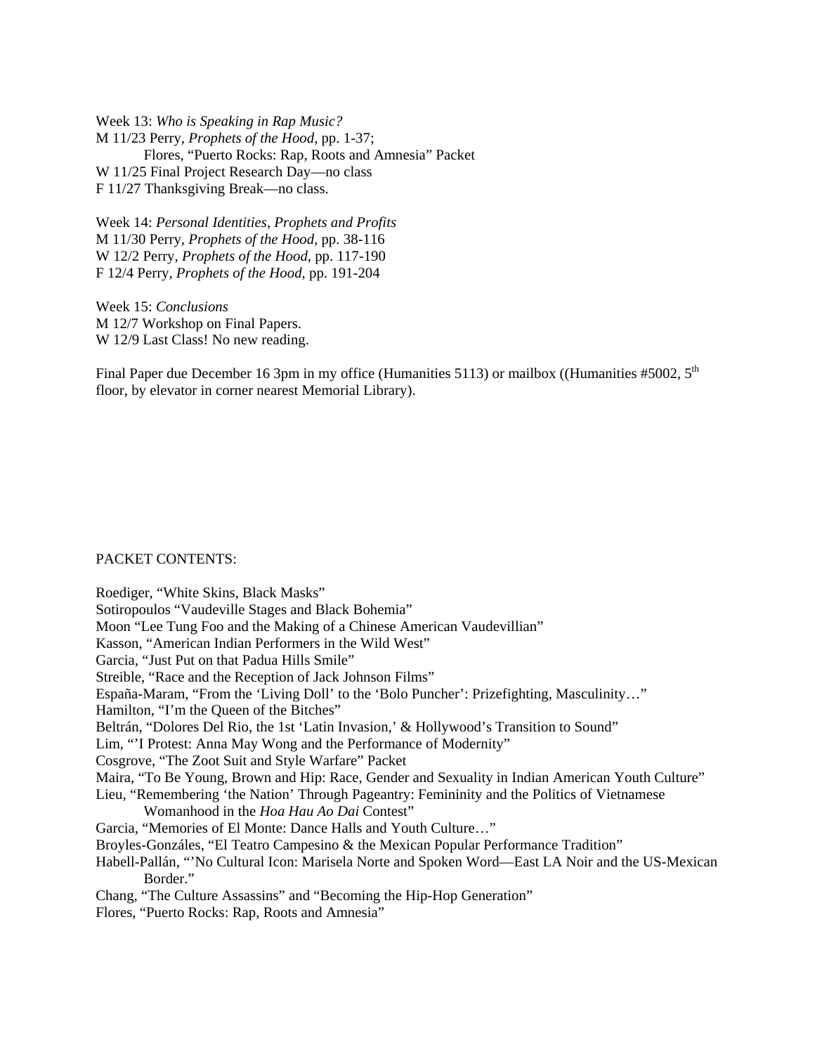Week 13: *Who is Speaking in Rap Music?*
M 11/23 Perry, *Prophets of the Hood,* pp. 1-37;
Flores, "Puerto Rocks: Rap, Roots and Amnesia" Packet
W 11/25 Final Project Research Day—no class
F 11/27 Thanksgiving Break—no class.

Week 14: *Personal Identities, Prophets and Profits*
M 11/30 Perry, *Prophets of the Hood,* pp. 38-116
W 12/2 Perry, *Prophets of the Hood,* pp. 117-190
F 12/4 Perry, *Prophets of the Hood,* pp. 191-204

Week 15: *Conclusions*
M 12/7 Workshop on Final Papers.
W 12/9 Last Class! No new reading.

Final Paper due December 16 3pm in my office (Humanities 5113) or mailbox ((Humanities #5002, 5th floor, by elevator in corner nearest Memorial Library).

PACKET CONTENTS:

Roediger, "White Skins, Black Masks"
Sotiropoulos "Vaudeville Stages and Black Bohemia"
Moon "Lee Tung Foo and the Making of a Chinese American Vaudevillian"
Kasson, "American Indian Performers in the Wild West"
Garcia, "Just Put on that Padua Hills Smile"
Streible, "Race and the Reception of Jack Johnson Films"
España-Maram, "From the 'Living Doll' to the 'Bolo Puncher': Prizefighting, Masculinity…"
Hamilton, "I'm the Queen of the Bitches"
Beltrán, "Dolores Del Rio, the 1st 'Latin Invasion,' & Hollywood's Transition to Sound"
Lim, "'I Protest: Anna May Wong and the Performance of Modernity"
Cosgrove, "The Zoot Suit and Style Warfare" Packet
Maira, "To Be Young, Brown and Hip: Race, Gender and Sexuality in Indian American Youth Culture"
Lieu, "Remembering 'the Nation' Through Pageantry: Femininity and the Politics of Vietnamese Womanhood in the *Hoa Hau Ao Dai* Contest"
Garcia, "Memories of El Monte: Dance Halls and Youth Culture…"
Broyles-Gonzáles, "El Teatro Campesino & the Mexican Popular Performance Tradition"
Habell-Pallán, "'No Cultural Icon: Marisela Norte and Spoken Word—East LA Noir and the US-Mexican Border."
Chang, "The Culture Assassins" and "Becoming the Hip-Hop Generation"
Flores, "Puerto Rocks: Rap, Roots and Amnesia"